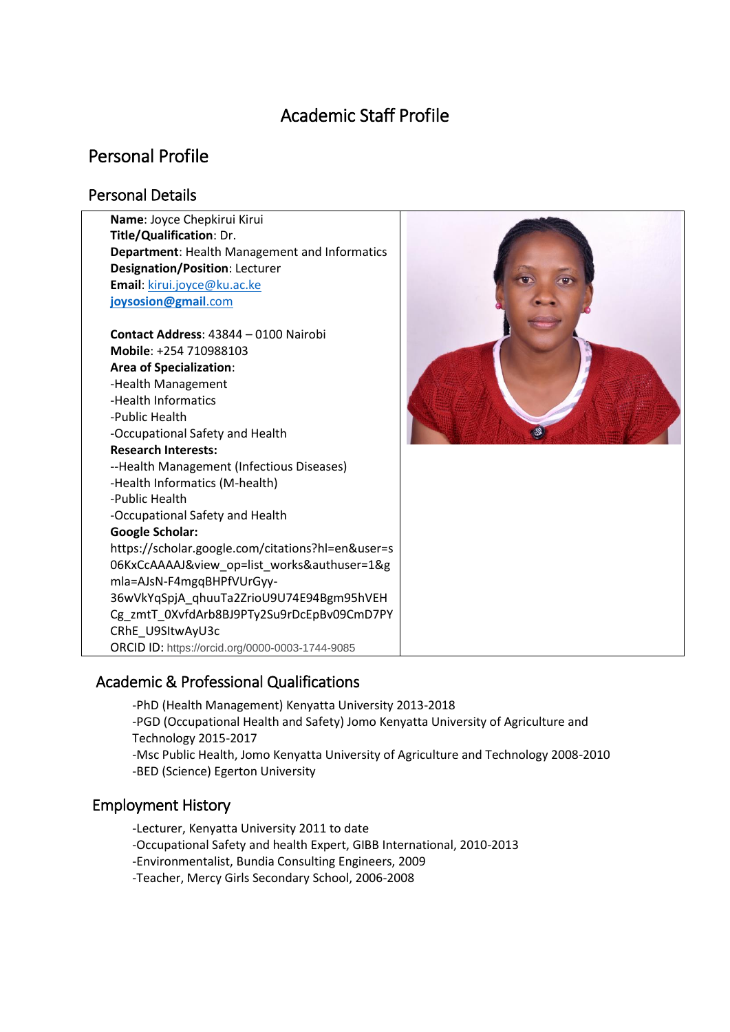# Academic Staff Profile

## Personal Profile

### Personal Details

**Name**: Joyce Chepkirui Kirui
**Title/Qualification**: Dr.
**Department**: Health Management and Informatics
**Designation/Position**: Lecturer
**Email**: kirui.joyce@ku.ac.ke
**joysosion@gmail**.com

**Contact Address**: 43844 – 0100 Nairobi
**Mobile**: +254 710988103
**Area of Specialization**:
-Health Management
-Health Informatics
-Public Health
-Occupational Safety and Health
**Research Interests:**
--Health Management (Infectious Diseases)
-Health Informatics (M-health)
-Public Health
-Occupational Safety and Health
**Google Scholar:**
https://scholar.google.com/citations?hl=en&user=s06KxCcAAAAJ&view_op=list_works&authuser=1&gmla=AJsN-F4mgqBHPfVUrGyy-36wVkYqSpjA_qhuuTa2ZrioU9U74E94Bgm95hVEHCg_zmtT_0XvfdArb8BJ9PTy2Su9rDcEpBv09CmD7PYCRhE_U9SItwAyU3c
ORCID ID: https://orcid.org/0000-0003-1744-9085

### Academic & Professional Qualifications

-PhD (Health Management) Kenyatta University 2013-2018
-PGD (Occupational Health and Safety) Jomo Kenyatta University of Agriculture and Technology 2015-2017
-Msc Public Health, Jomo Kenyatta University of Agriculture and Technology 2008-2010
-BED (Science) Egerton University

### Employment History

-Lecturer, Kenyatta University 2011 to date
-Occupational Safety and health Expert, GIBB International, 2010-2013
-Environmentalist, Bundia Consulting Engineers, 2009
-Teacher, Mercy Girls Secondary School, 2006-2008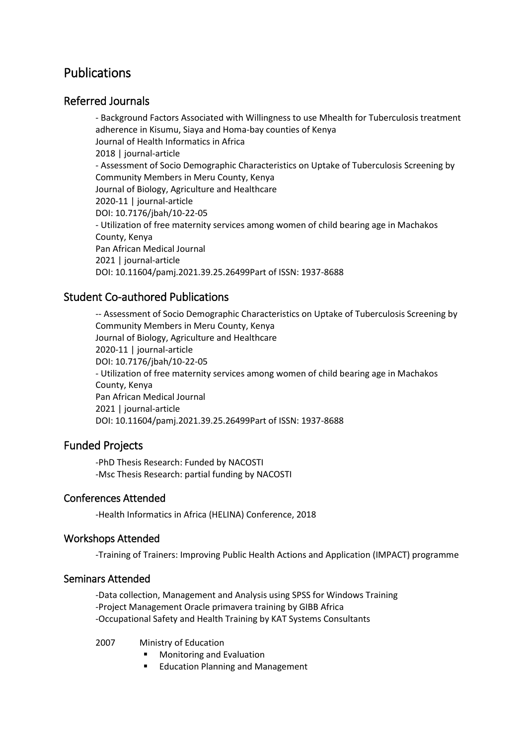# Publications

## Referred Journals

- Background Factors Associated with Willingness to use Mhealth for Tuberculosis treatment adherence in Kisumu, Siaya and Homa-bay counties of Kenya
Journal of Health Informatics in Africa
2018 | journal-article
- Assessment of Socio Demographic Characteristics on Uptake of Tuberculosis Screening by Community Members in Meru County, Kenya
Journal of Biology, Agriculture and Healthcare
2020-11 | journal-article
DOI: 10.7176/jbah/10-22-05
- Utilization of free maternity services among women of child bearing age in Machakos County, Kenya
Pan African Medical Journal
2021 | journal-article
DOI: 10.11604/pamj.2021.39.25.26499Part of ISSN: 1937-8688

## Student Co-authored Publications

-- Assessment of Socio Demographic Characteristics on Uptake of Tuberculosis Screening by Community Members in Meru County, Kenya
Journal of Biology, Agriculture and Healthcare
2020-11 | journal-article
DOI: 10.7176/jbah/10-22-05
- Utilization of free maternity services among women of child bearing age in Machakos County, Kenya
Pan African Medical Journal
2021 | journal-article
DOI: 10.11604/pamj.2021.39.25.26499Part of ISSN: 1937-8688

## Funded Projects

-PhD Thesis Research: Funded by NACOSTI
-Msc Thesis Research: partial funding by NACOSTI

### Conferences Attended

-Health Informatics in Africa (HELINA) Conference, 2018

### Workshops Attended

-Training of Trainers: Improving Public Health Actions and Application (IMPACT) programme

### Seminars Attended

-Data collection, Management and Analysis using SPSS for Windows Training
-Project Management Oracle primavera training by GIBB Africa
-Occupational Safety and Health Training by KAT Systems Consultants

2007 Ministry of Education

- Monitoring and Evaluation
- Education Planning and Management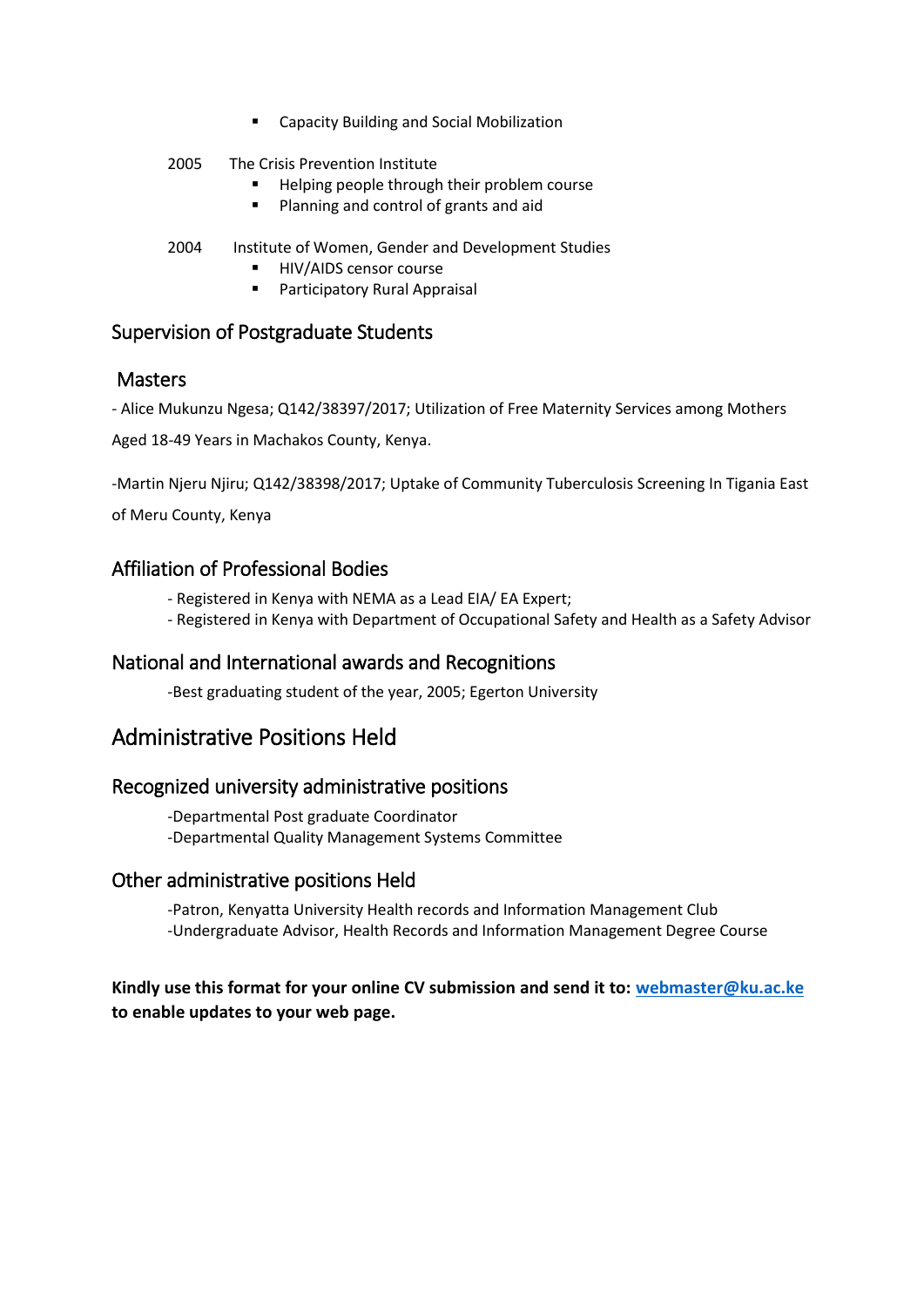- Capacity Building and Social Mobilization

2005 The Crisis Prevention Institute

- Helping people through their problem course
- Planning and control of grants and aid

2004 Institute of Women, Gender and Development Studies

- HIV/AIDS censor course
- Participatory Rural Appraisal

## Supervision of Postgraduate Students

### Masters

- Alice Mukunzu Ngesa; Q142/38397/2017; Utilization of Free Maternity Services among Mothers Aged 18-49 Years in Machakos County, Kenya.

-Martin Njeru Njiru; Q142/38398/2017; Uptake of Community Tuberculosis Screening In Tigania East of Meru County, Kenya

## Affiliation of Professional Bodies

- Registered in Kenya with NEMA as a Lead EIA/ EA Expert;
- Registered in Kenya with Department of Occupational Safety and Health as a Safety Advisor

## National and International awards and Recognitions

-Best graduating student of the year, 2005; Egerton University

# Administrative Positions Held

## Recognized university administrative positions

-Departmental Post graduate Coordinator
-Departmental Quality Management Systems Committee

## Other administrative positions Held

-Patron, Kenyatta University Health records and Information Management Club
-Undergraduate Advisor, Health Records and Information Management Degree Course

**Kindly use this format for your online CV submission and send it to: webmaster@ku.ac.ke to enable updates to your web page.**